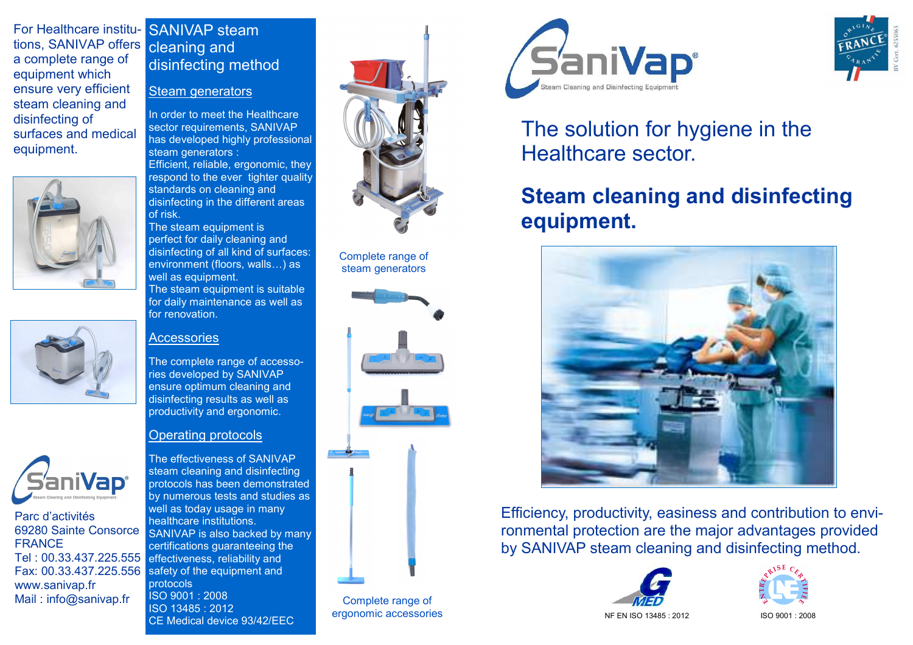For Healthcare institutions, SANIVAP offers a complete range of equipment which ensure very efficient steam cleaning and disinfecting of surfaces and medical equipment.

SaniVap®
Steam Cleaning and Disinfecting Equipment

Parc d'activités
69280 Sainte Consorce
FRANCE
Tel : 00.33.437.225.555
Fax: 00.33.437.225.556
www.sanivap.fr
Mail : info@sanivap.fr

## SANIVAP steam cleaning and disinfecting method

### Steam generators

In order to meet the Healthcare sector requirements, SANIVAP has developed highly professional steam generators :
Efficient, reliable, ergonomic, they respond to the ever tighter quality standards on cleaning and disinfecting in the different areas of risk.
The steam equipment is perfect for daily cleaning and disinfecting of all kind of surfaces: environment (floors, walls…) as well as equipment.
The steam equipment is suitable for daily maintenance as well as for renovation.

### Accessories

The complete range of accessories developed by SANIVAP ensure optimum cleaning and disinfecting results as well as productivity and ergonomic.

### Operating protocols

The effectiveness of SANIVAP steam cleaning and disinfecting protocols has been demonstrated by numerous tests and studies as well as today usage in many healthcare institutions.
SANIVAP is also backed by many certifications guaranteeing the effectiveness, reliability and safety of the equipment and protocols
ISO 9001 : 2008
ISO 13485 : 2012
CE Medical device 93/42/EEC

Complete range of steam generators

Complete range of ergonomic accessories

SaniVap®
Steam Cleaning and Disinfecting Equipment

ORIGINE FRANCE GARANTIE
BV Cert. 6255063

# The solution for hygiene in the Healthcare sector.

# **Steam cleaning and disinfecting equipment.**

Efficiency, productivity, easiness and contribution to environmental protection are the major advantages provided by SANIVAP steam cleaning and disinfecting method.

GMED
NF EN ISO 13485 : 2012

ENTREPRISE CERTIFIÉE LNE
ISO 9001 : 2008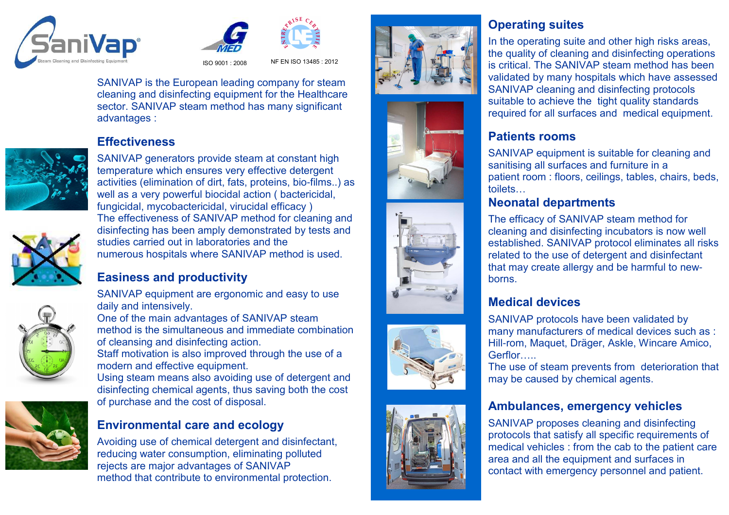SaniVap®

Steam Cleaning and Disinfecting Equipment

ISO 9001 : 2008

NF EN ISO 13485 : 2012

SANIVAP is the European leading company for steam cleaning and disinfecting equipment for the Healthcare sector. SANIVAP steam method has many significant advantages :

## Effectiveness

SANIVAP generators provide steam at constant high temperature which ensures very effective detergent activities (elimination of dirt, fats, proteins, bio-films..) as well as a very powerful biocidal action ( bactericidal, fungicidal, mycobactericidal, virucidal efficacy )
The effectiveness of SANIVAP method for cleaning and disinfecting has been amply demonstrated by tests and studies carried out in laboratories and the numerous hospitals where SANIVAP method is used.

## Easiness and productivity

SANIVAP equipment are ergonomic and easy to use daily and intensively.
One of the main advantages of SANIVAP steam method is the simultaneous and immediate combination of cleansing and disinfecting action.
Staff motivation is also improved through the use of a modern and effective equipment.
Using steam means also avoiding use of detergent and disinfecting chemical agents, thus saving both the cost of purchase and the cost of disposal.

## Environmental care and ecology

Avoiding use of chemical detergent and disinfectant, reducing water consumption, eliminating polluted rejects are major advantages of SANIVAP method that contribute to environmental protection.

## Operating suites

In the operating suite and other high risks areas, the quality of cleaning and disinfecting operations is critical. The SANIVAP steam method has been validated by many hospitals which have assessed SANIVAP cleaning and disinfecting protocols suitable to achieve the tight quality standards required for all surfaces and medical equipment.

## Patients rooms

SANIVAP equipment is suitable for cleaning and sanitising all surfaces and furniture in a patient room : floors, ceilings, tables, chairs, beds, toilets…

## Neonatal departments

The efficacy of SANIVAP steam method for cleaning and disinfecting incubators is now well established. SANIVAP protocol eliminates all risks related to the use of detergent and disinfectant that may create allergy and be harmful to new-borns.

## Medical devices

SANIVAP protocols have been validated by many manufacturers of medical devices such as : Hill-rom, Maquet, Dräger, Askle, Wincare Amico, Gerflor…..
The use of steam prevents from deterioration that may be caused by chemical agents.

## Ambulances, emergency vehicles

SANIVAP proposes cleaning and disinfecting protocols that satisfy all specific requirements of medical vehicles : from the cab to the patient care area and all the equipment and surfaces in contact with emergency personnel and patient.